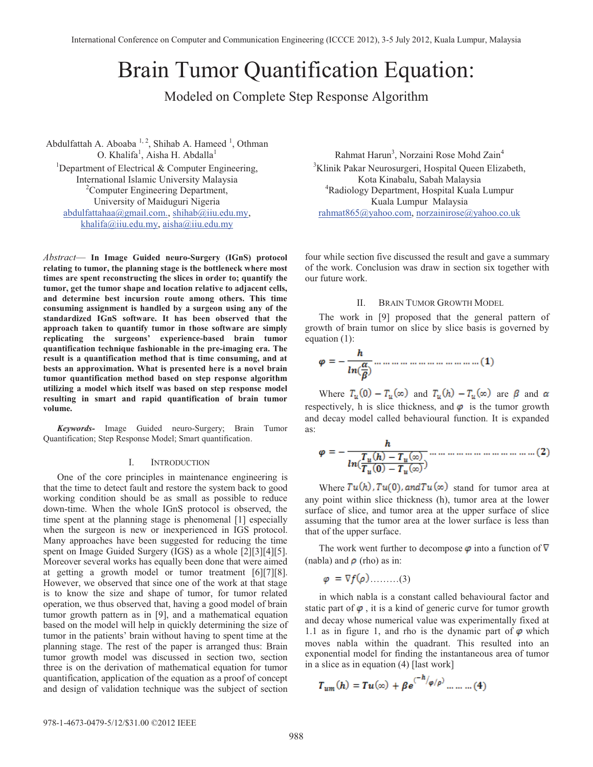# Brain Tumor Quantification Equation:

## Modeled on Complete Step Response Algorithm

Abdulfattah A. Aboaba [1,2], Shihab A. Hameed [1], Othman O. Khalifa[1], Aisha H. Abdalla[1]
[1]Department of Electrical & Computer Engineering, International Islamic University Malaysia
[2]Computer Engineering Department, University of Maiduguri Nigeria
abdulfattahaa@gmail.com., shihab@iiu.edu.my, khalifa@iiu.edu.my, aisha@iiu.edu.my

Rahmat Harun[3], Norzaini Rose Mohd Zain[4]
[3]Klinik Pakar Neurosurgeri, Hospital Queen Elizabeth, Kota Kinabalu, Sabah Malaysia
[4]Radiology Department, Hospital Kuala Lumpur Kuala Lumpur Malaysia
rahmat865@yahoo.com, norzainirose@yahoo.co.uk

*Abstract*— **In Image Guided neuro-Surgery (IGnS) protocol relating to tumor, the planning stage is the bottleneck where most times are spent reconstructing the slices in order to; quantify the tumor, get the tumor shape and location relative to adjacent cells, and determine best incursion route among others. This time consuming assignment is handled by a surgeon using any of the standardized IGnS software. It has been observed that the approach taken to quantify tumor in those software are simply replicating the surgeons' experience-based brain tumor quantification technique fashionable in the pre-imaging era. The result is a quantification method that is time consuming, and at bests an approximation. What is presented here is a novel brain tumor quantification method based on step response algorithm utilizing a model which itself was based on step response model resulting in smart and rapid quantification of brain tumor volume.**

***Keywords-*** Image Guided neuro-Surgery; Brain Tumor Quantification; Step Response Model; Smart quantification.

### I. Introduction

One of the core principles in maintenance engineering is that the time to detect fault and restore the system back to good working condition should be as small as possible to reduce down-time. When the whole IGnS protocol is observed, the time spent at the planning stage is phenomenal [1] especially when the surgeon is new or inexperienced in IGS protocol. Many approaches have been suggested for reducing the time spent on Image Guided Surgery (IGS) as a whole [2][3][4][5]. Moreover several works has equally been done that were aimed at getting a growth model or tumor treatment [6][7][8]. However, we observed that since one of the work at that stage is to know the size and shape of tumor, for tumor related operation, we thus observed that, having a good model of brain tumor growth pattern as in [9], and a mathematical equation based on the model will help in quickly determining the size of tumor in the patients' brain without having to spent time at the planning stage. The rest of the paper is arranged thus: Brain tumor growth model was discussed in section two, section three is on the derivation of mathematical equation for tumor quantification, application of the equation as a proof of concept and design of validation technique was the subject of section four while section five discussed the result and gave a summary of the work. Conclusion was draw in section six together with our future work.

### II. Brain Tumor Growth Model

The work in [9] proposed that the general pattern of growth of brain tumor on slice by slice basis is governed by equation (1):

$$\varphi = -\frac{h}{ln(\frac{\alpha}{\beta})} \quad \ldots (1)$$

Where $T_u(0) - T_u(\infty)$ and $T_u(h) - T_u(\infty)$ are $\beta$ and $\alpha$ respectively, h is slice thickness, and $\varphi$ is the tumor growth and decay model called behavioural function. It is expanded as:

$$\varphi = -\frac{h}{ln(\frac{T_u(h) - T_u(\infty)}{T_u(0) - T_u(\infty)})} \quad \ldots (2)$$

Where $Tu(h), Tu(0), and Tu(\infty)$ stand for tumor area at any point within slice thickness (h), tumor area at the lower surface of slice, and tumor area at the upper surface of slice assuming that the tumor area at the lower surface is less than that of the upper surface.

The work went further to decompose $\varphi$ into a function of $\nabla$ (nabla) and $\rho$ (rho) as in:

$$\varphi = \nabla f(\rho) \quad \ldots (3)$$

in which nabla is a constant called behavioural factor and static part of $\varphi$, it is a kind of generic curve for tumor growth and decay whose numerical value was experimentally fixed at 1.1 as in figure 1, and rho is the dynamic part of $\varphi$ which moves nabla within the quadrant. This resulted into an exponential model for finding the instantaneous area of tumor in a slice as in equation (4) [last work]

$$T_{um}(h) = Tu(\infty) + \beta e^{(-h/_{\varphi/\rho})} \quad \ldots (4)$$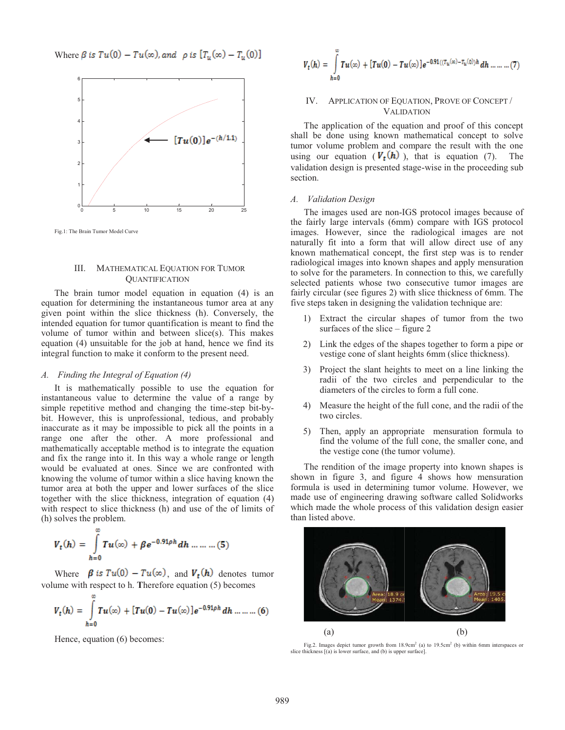Where $\beta$ *is* $Tu(0) - Tu(\infty)$, *and* $\rho$ *is* $[T_u(\infty) - T_u(0)]$

Fig.1: The Brain Tumor Model Curve

## III. Mathematical Equation for Tumor Quantification

The brain tumor model equation in equation (4) is an equation for determining the instantaneous tumor area at any given point within the slice thickness (h). Conversely, the intended equation for tumor quantification is meant to find the volume of tumor within and between slice(s). This makes equation (4) unsuitable for the job at hand, hence we find its integral function to make it conform to the present need.

### A. Finding the Integral of Equation (4)

It is mathematically possible to use the equation for instantaneous value to determine the value of a range by simple repetitive method and changing the time-step bit-by-bit. However, this is unprofessional, tedious, and probably inaccurate as it may be impossible to pick all the points in a range one after the other. A more professional and mathematically acceptable method is to integrate the equation and fix the range into it. In this way a whole range or length would be evaluated at ones. Since we are confronted with knowing the volume of tumor within a slice having known the tumor area at both the upper and lower surfaces of the slice together with the slice thickness, integration of equation (4) with respect to slice thickness (h) and use of the of limits of (h) solves the problem.

$$V_t(h) = \int_{h=0}^{\infty} Tu(\infty) + \beta e^{-0.91\rho h} dh \;\ldots\ldots\ldots (5)$$

Where $\beta$ *is* $Tu(0) - Tu(\infty)$, and $V_t(h)$ denotes tumor volume with respect to h. **T**herefore equation (5) becomes

$$V_t(h) = \int_{h=0}^{\infty} Tu(\infty) + [Tu(0) - Tu(\infty)] e^{-0.91\rho h} dh \;\ldots\ldots\ldots (6)$$

Hence, equation (6) becomes:

$$V_t(h) = \int_{h=0}^{\infty} Tu(\infty) + [Tu(0) - Tu(\infty)] e^{-0.91((T_u(\infty) - T_u(0))h} dh \;\ldots\ldots\ldots (7)$$

## IV. Application of Equation, Prove of Concept / Validation

The application of the equation and proof of this concept shall be done using known mathematical concept to solve tumor volume problem and compare the result with the one using our equation ($V_t(h)$), that is equation (7). The validation design is presented stage-wise in the proceeding sub section.

### A. Validation Design

The images used are non-IGS protocol images because of the fairly large intervals (6mm) compare with IGS protocol images. However, since the radiological images are not naturally fit into a form that will allow direct use of any known mathematical concept, the first step was is to render radiological images into known shapes and apply mensuration to solve for the parameters. In connection to this, we carefully selected patients whose two consecutive tumor images are fairly circular (see figures 2) with slice thickness of 6mm. The five steps taken in designing the validation technique are:

1) Extract the circular shapes of tumor from the two surfaces of the slice – figure 2
2) Link the edges of the shapes together to form a pipe or vestige cone of slant heights 6mm (slice thickness).
3) Project the slant heights to meet on a line linking the radii of the two circles and perpendicular to the diameters of the circles to form a full cone.
4) Measure the height of the full cone, and the radii of the two circles.
5) Then, apply an appropriate mensuration formula to find the volume of the full cone, the smaller cone, and the vestige cone (the tumor volume).

The rendition of the image property into known shapes is shown in figure 3, and figure 4 shows how mensuration formula is used in determining tumor volume. However, we made use of engineering drawing software called Solidworks which made the whole process of this validation design easier than listed above.

(a) (b)

Fig.2. Images depict tumor growth from 18.9cm$^2$ (a) to 19.5cm$^2$ (b) within 6mm interspaces or slice thickness [(a) is lower surface, and (b) is upper surface].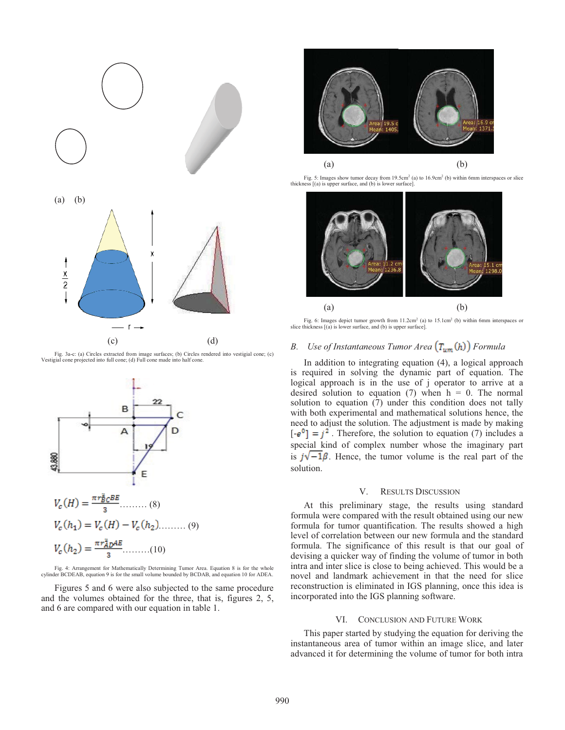(a) (b)

(c) (d)

Fig. 3a-c: (a) Circles extracted from image surfaces; (b) Circles rendered into vestigial cone; (c) Vestigial cone projected into full cone; (d) Full cone made into half cone.

$$V_c(H) = \frac{\pi r_{BC}^2 BE}{3} \quad \text{......... (8)}$$

$$V_c(h_1) = V_c(H) - V_c(h_2) \quad \text{......... (9)}$$

$$V_c(h_2) = \frac{\pi r_{AD}^2 AE}{3} \quad \text{.........(10)}$$

Fig. 4: Arrangement for Mathematically Determining Tumor Area. Equation 8 is for the whole cylinder BCDEAB, equation 9 is for the small volume bounded by BCDAB, and equation 10 for ADEA.

Figures 5 and 6 were also subjected to the same procedure and the volumes obtained for the three, that is, figures 2, 5, and 6 are compared with our equation in table 1.

(a) (b)

Fig. 5: Images show tumor decay from $19.5cm^2$ (a) to $16.9cm^2$ (b) within 6mm interspaces or slice thickness [(a) is upper surface, and (b) is lower surface].

(a) (b)

Fig. 6: Images depict tumor growth from $11.2cm^2$ (a) to $15.1cm^2$ (b) within 6mm interspaces or slice thickness [(a) is lower surface, and (b) is upper surface].

### *B. Use of Instantaneous Tumor Area $(T_{um}(h))$ Formula*

In addition to integrating equation (4), a logical approach is required in solving the dynamic part of equation. The logical approach is in the use of j operator to arrive at a desired solution to equation (7) when h = 0. The normal solution to equation (7) under this condition does not tally with both experimental and mathematical solutions hence, the need to adjust the solution. The adjustment is made by making $[-e^0] = j^2$. Therefore, the solution to equation (7) includes a special kind of complex number whose the imaginary part is $j\sqrt{-1}\beta$. Hence, the tumor volume is the real part of the solution.

## V. Results Discussion

At this preliminary stage, the results using standard formula were compared with the result obtained using our new formula for tumor quantification. The results showed a high level of correlation between our new formula and the standard formula. The significance of this result is that our goal of devising a quicker way of finding the volume of tumor in both intra and inter slice is close to being achieved. This would be a novel and landmark achievement in that the need for slice reconstruction is eliminated in IGS planning, once this idea is incorporated into the IGS planning software.

## VI. Conclusion and Future Work

This paper started by studying the equation for deriving the instantaneous area of tumor within an image slice, and later advanced it for determining the volume of tumor for both intra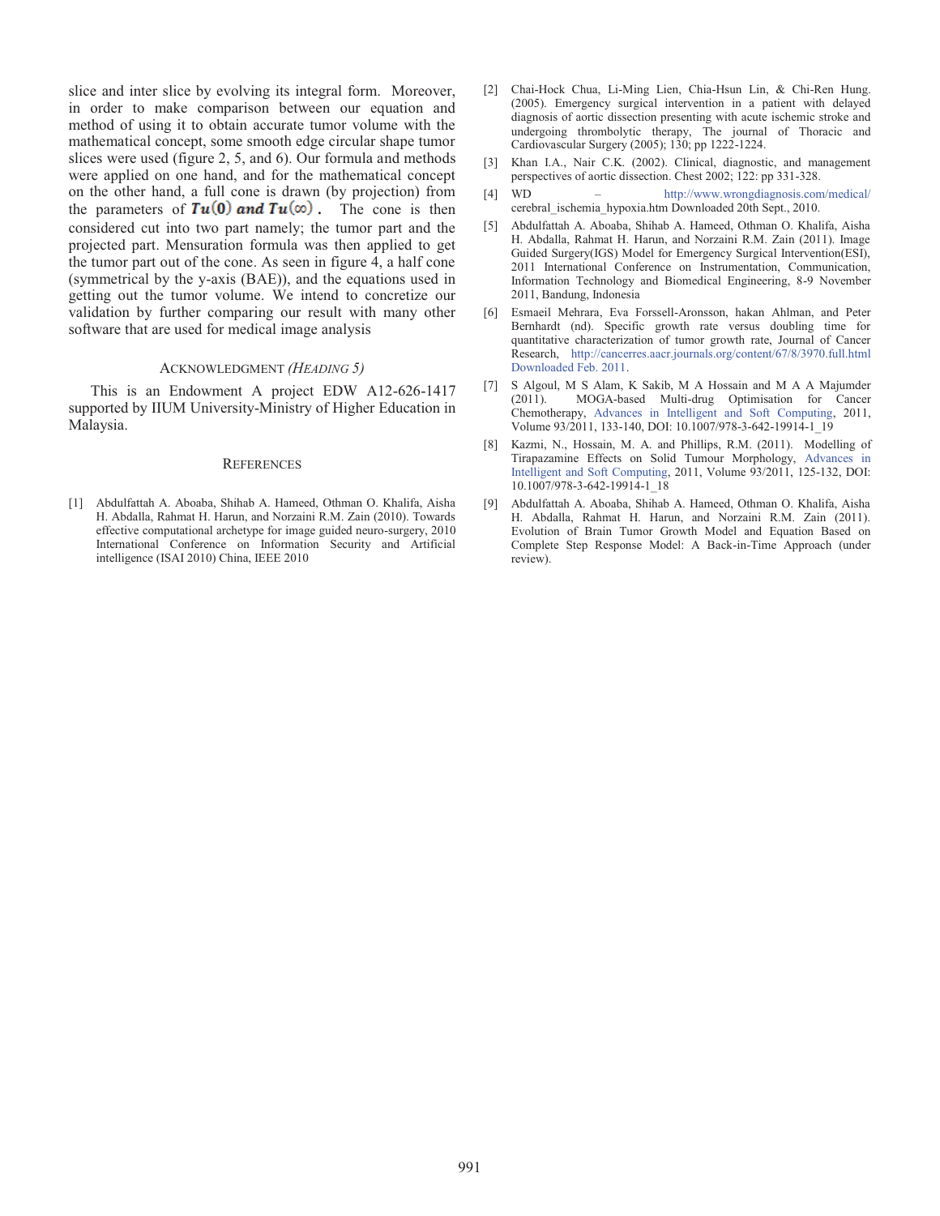slice and inter slice by evolving its integral form. Moreover, in order to make comparison between our equation and method of using it to obtain accurate tumor volume with the mathematical concept, some smooth edge circular shape tumor slices were used (figure 2, 5, and 6). Our formula and methods were applied on one hand, and for the mathematical concept on the other hand, a full cone is drawn (by projection) from the parameters of $Tu(0)$ *and* $Tu(\infty)$. The cone is then considered cut into two part namely; the tumor part and the projected part. Mensuration formula was then applied to get the tumor part out of the cone. As seen in figure 4, a half cone (symmetrical by the y-axis (BAE)), and the equations used in getting out the tumor volume. We intend to concretize our validation by further comparing our result with many other software that are used for medical image analysis

## Acknowledgment *(Heading 5)*

This is an Endowment A project EDW A12-626-1417 supported by IIUM University-Ministry of Higher Education in Malaysia.

## References

[1] Abdulfattah A. Aboaba, Shihab A. Hameed, Othman O. Khalifa, Aisha H. Abdalla, Rahmat H. Harun, and Norzaini R.M. Zain (2010). Towards effective computational archetype for image guided neuro-surgery, 2010 International Conference on Information Security and Artificial intelligence (ISAI 2010) China, IEEE 2010

[2] Chai-Hock Chua, Li-Ming Lien, Chia-Hsun Lin, & Chi-Ren Hung. (2005). Emergency surgical intervention in a patient with delayed diagnosis of aortic dissection presenting with acute ischemic stroke and undergoing thrombolytic therapy, The journal of Thoracic and Cardiovascular Surgery (2005); 130; pp 1222-1224.

[3] Khan I.A., Nair C.K. (2002). Clinical, diagnostic, and management perspectives of aortic dissection. Chest 2002; 122: pp 331-328.

[4] WD – http://www.wrongdiagnosis.com/medical/cerebral_ischemia_hypoxia.htm Downloaded 20th Sept., 2010.

[5] Abdulfattah A. Aboaba, Shihab A. Hameed, Othman O. Khalifa, Aisha H. Abdalla, Rahmat H. Harun, and Norzaini R.M. Zain (2011). Image Guided Surgery(IGS) Model for Emergency Surgical Intervention(ESI), 2011 International Conference on Instrumentation, Communication, Information Technology and Biomedical Engineering, 8-9 November 2011, Bandung, Indonesia

[6] Esmaeil Mehrara, Eva Forssell-Aronsson, hakan Ahlman, and Peter Bernhardt (nd). Specific growth rate versus doubling time for quantitative characterization of tumor growth rate, Journal of Cancer Research, http://cancerres.aacr.journals.org/content/67/8/3970.full.html Downloaded Feb. 2011.

[7] S Algoul, M S Alam, K Sakib, M A Hossain and M A A Majumder (2011). MOGA-based Multi-drug Optimisation for Cancer Chemotherapy, Advances in Intelligent and Soft Computing, 2011, Volume 93/2011, 133-140, DOI: 10.1007/978-3-642-19914-1_19

[8] Kazmi, N., Hossain, M. A. and Phillips, R.M. (2011). Modelling of Tirapazamine Effects on Solid Tumour Morphology, Advances in Intelligent and Soft Computing, 2011, Volume 93/2011, 125-132, DOI: 10.1007/978-3-642-19914-1_18

[9] Abdulfattah A. Aboaba, Shihab A. Hameed, Othman O. Khalifa, Aisha H. Abdalla, Rahmat H. Harun, and Norzaini R.M. Zain (2011). Evolution of Brain Tumor Growth Model and Equation Based on Complete Step Response Model: A Back-in-Time Approach (under review).